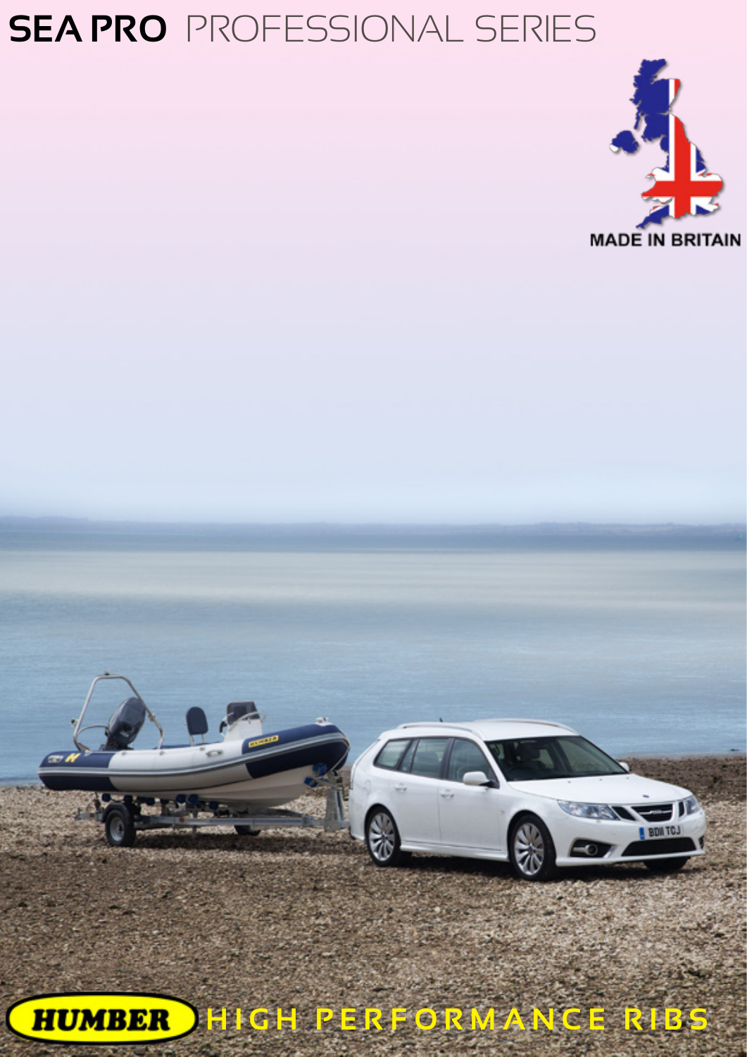# SEA PRO PROFESSIONAL SERIES

MADE IN BRITAIN

HUMBER HIGH PERFORMANCE RIBS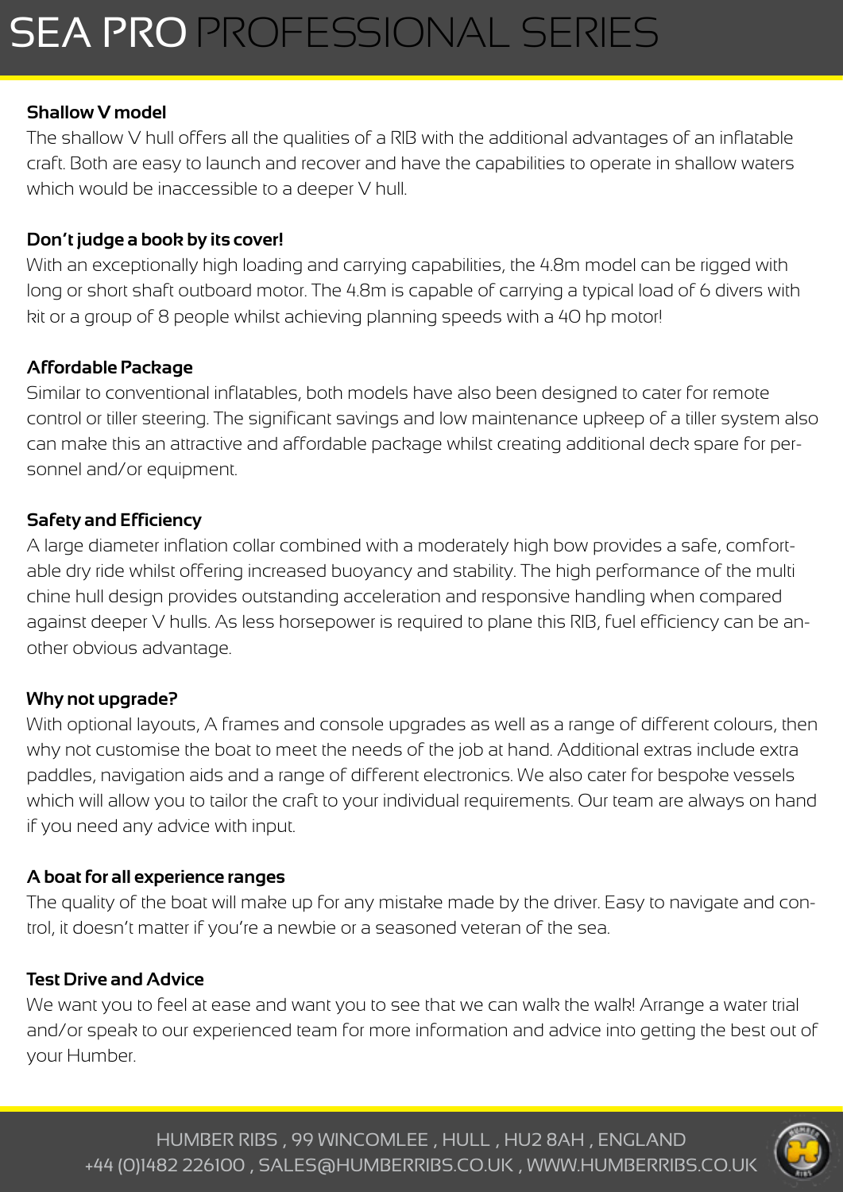# SEA PRO PROFESSIONAL SERIES

### Shallow V model

The shallow V hull offers all the qualities of a RIB with the additional advantages of an inflatable craft. Both are easy to launch and recover and have the capabilities to operate in shallow waters which would be inaccessible to a deeper V hull.

### Don't judge a book by its cover!

With an exceptionally high loading and carrying capabilities, the 4.8m model can be rigged with long or short shaft outboard motor. The 4.8m is capable of carrying a typical load of 6 divers with kit or a group of 8 people whilst achieving planning speeds with a 40 hp motor!

### Affordable Package

Similar to conventional inflatables, both models have also been designed to cater for remote control or tiller steering. The significant savings and low maintenance upkeep of a tiller system also can make this an attractive and affordable package whilst creating additional deck spare for personnel and/or equipment.

### Safety and Efficiency

A large diameter inflation collar combined with a moderately high bow provides a safe, comfortable dry ride whilst offering increased buoyancy and stability. The high performance of the multi chine hull design provides outstanding acceleration and responsive handling when compared against deeper V hulls. As less horsepower is required to plane this RIB, fuel efficiency can be another obvious advantage.

### Why not upgrade?

With optional layouts, A frames and console upgrades as well as a range of different colours, then why not customise the boat to meet the needs of the job at hand. Additional extras include extra paddles, navigation aids and a range of different electronics. We also cater for bespoke vessels which will allow you to tailor the craft to your individual requirements. Our team are always on hand if you need any advice with input.

### A boat for all experience ranges

The quality of the boat will make up for any mistake made by the driver. Easy to navigate and control, it doesn't matter if you're a newbie or a seasoned veteran of the sea.

### Test Drive and Advice

We want you to feel at ease and want you to see that we can walk the walk! Arrange a water trial and/or speak to our experienced team for more information and advice into getting the best out of your Humber.

HUMBER RIBS , 99 WINCOMLEE , HULL , HU2 8AH , ENGLAND
+44 (0)1482 226100 , SALES@HUMBERRIBS.CO.UK , WWW.HUMBERRIBS.CO.UK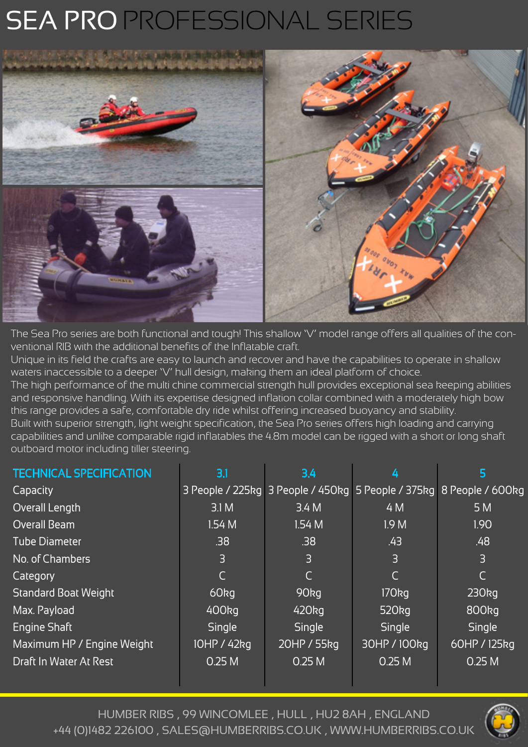# SEA PRO PROFESSIONAL SERIES

The Sea Pro series are both functional and tough! This shallow 'V' model range offers all qualities of the conventional RIB with the additional benefits of the Inflatable craft.
Unique in its field the crafts are easy to launch and recover and have the capabilities to operate in shallow waters inaccessible to a deeper 'V' hull design, making them an ideal platform of choice.
The high performance of the multi chine commercial strength hull provides exceptional sea keeping abilities and responsive handling. With its expertise designed inflation collar combined with a moderately high bow this range provides a safe, comfortable dry ride whilst offering increased buoyancy and stability.
Built with superior strength, light weight specification, the Sea Pro series offers high loading and carrying capabilities and unlike comparable rigid inflatables the 4.8m model can be rigged with a short or long shaft outboard motor including tiller steering.

| TECHNICAL SPECIFICATION | 3.1 | 3.4 | 4 | 5 |
|---|---|---|---|---|
| Capacity | 3 People / 225kg | 3 People / 450kg | 5 People / 375kg | 8 People / 600kg |
| Overall Length | 3.1 M | 3.4 M | 4 M | 5 M |
| Overall Beam | 1.54 M | 1.54 M | 1.9 M | 1.90 |
| Tube Diameter | .38 | .38 | .43 | .48 |
| No. of Chambers | 3 | 3 | 3 | 3 |
| Category | C | C | C | C |
| Standard Boat Weight | 60kg | 90kg | 170kg | 230kg |
| Max. Payload | 400kg | 420kg | 520kg | 800kg |
| Engine Shaft | Single | Single | Single | Single |
| Maximum HP / Engine Weight | 10HP / 42kg | 20HP / 55kg | 30HP / 100kg | 60HP / 125kg |
| Draft In Water At Rest | 0.25 M | 0.25 M | 0.25 M | 0.25 M |

HUMBER RIBS , 99 WINCOMLEE , HULL , HU2 8AH , ENGLAND
+44 (0)1482 226100 , SALES@HUMBERRIBS.CO.UK , WWW.HUMBERRIBS.CO.UK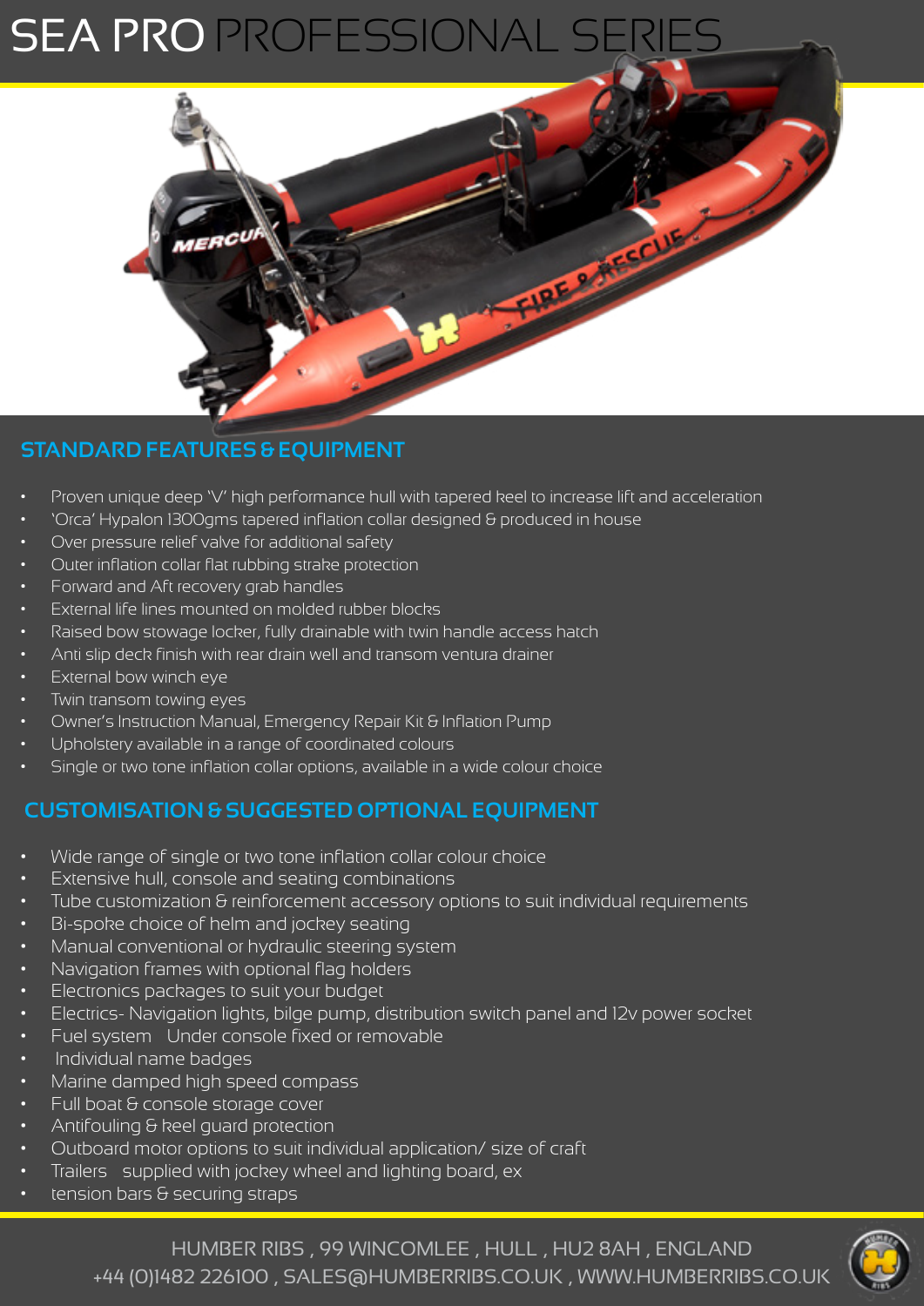# SEA PRO PROFESSIONAL SERIES

## STANDARD FEATURES & EQUIPMENT

- Proven unique deep 'V' high performance hull with tapered keel to increase lift and acceleration
- 'Orca' Hypalon 1300gms tapered inflation collar designed & produced in house
- Over pressure relief valve for additional safety
- Outer inflation collar flat rubbing strake protection
- Forward and Aft recovery grab handles
- External life lines mounted on molded rubber blocks
- Raised bow stowage locker, fully drainable with twin handle access hatch
- Anti slip deck finish with rear drain well and transom ventura drainer
- External bow winch eye
- Twin transom towing eyes
- Owner's Instruction Manual, Emergency Repair Kit & Inflation Pump
- Upholstery available in a range of coordinated colours
- Single or two tone inflation collar options, available in a wide colour choice

## CUSTOMISATION & SUGGESTED OPTIONAL EQUIPMENT

- Wide range of single or two tone inflation collar colour choice
- Extensive hull, console and seating combinations
- Tube customization & reinforcement accessory options to suit individual requirements
- Bi-spoke choice of helm and jockey seating
- Manual conventional or hydraulic steering system
- Navigation frames with optional flag holders
- Electronics packages to suit your budget
- Electrics- Navigation lights, bilge pump, distribution switch panel and 12v power socket
- Fuel system Under console fixed or removable
- Individual name badges
- Marine damped high speed compass
- Full boat & console storage cover
- Antifouling & keel guard protection
- Outboard motor options to suit individual application/ size of craft
- Trailers supplied with jockey wheel and lighting board, ex
- tension bars & securing straps

HUMBER RIBS , 99 WINCOMLEE , HULL , HU2 8AH , ENGLAND
+44 (0)1482 226100 , SALES@HUMBERRIBS.CO.UK , WWW.HUMBERRIBS.CO.UK